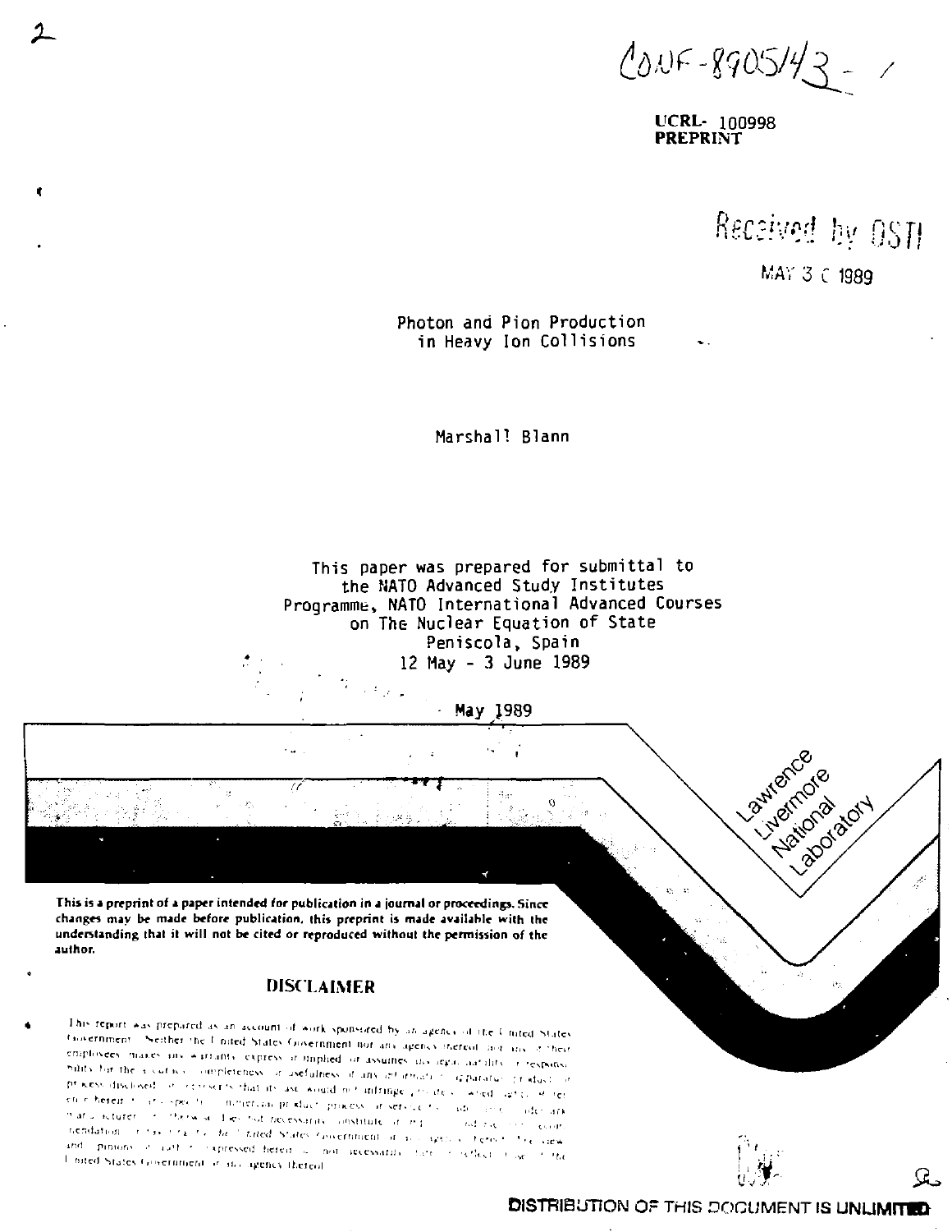CONF-890543--1

**UCRL- 100998**
**PREPRINT**

Received by OSTI

MAY 30 1989

# Photon and Pion Production in Heavy Ion Collisions

Marshall Blann

This paper was prepared for submittal to the NATO Advanced Study Institutes Programme, NATO International Advanced Courses on The Nuclear Equation of State
Peniscola, Spain
12 May - 3 June 1989

May 1989

Lawrence Livermore National Laboratory

**This is a preprint of a paper intended for publication in a journal or proceedings. Since changes may be made before publication, this preprint is made available with the understanding that it will not be cited or reproduced without the permission of the author.**

## DISCLAIMER

This report was prepared as an account of work sponsored by an agency of the United States Government. Neither the United States Government nor any agency thereof, nor any of their employees, makes any warranty, express or implied, or assumes any legal liability or responsibility for the accuracy, completeness, or usefulness of any information, apparatus, product, or process disclosed, or represents that its use would not infringe privately owned rights. Reference herein to any specific commercial product, process, or service by trade name, trademark, manufacturer, or otherwise does not necessarily constitute or imply its endorsement, recommendation, or favoring by the United States Government or any agency thereof. The views and opinions of authors expressed herein do not necessarily state or reflect those of the United States Government or any agency thereof.

**DISTRIBUTION OF THIS DOCUMENT IS UNLIMITED**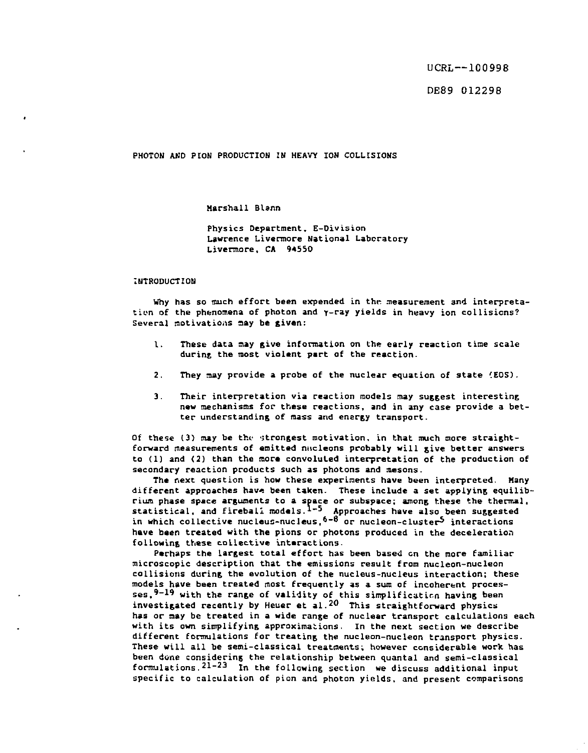UCRL--100998

DE89 012298

# PHOTON AND PION PRODUCTION IN HEAVY ION COLLISIONS

Marshall Blann

Physics Department, E-Division
Lawrence Livermore National Laboratory
Livermore, CA 94550

## INTRODUCTION

Why has so much effort been expended in the measurement and interpretation of the phenomena of photon and γ-ray yields in heavy ion collisions? Several motivations may be given:

1. These data may give information on the early reaction time scale during the most violent part of the reaction.

2. They may provide a probe of the nuclear equation of state (EOS).

3. Their interpretation via reaction models may suggest interesting new mechanisms for these reactions, and in any case provide a better understanding of mass and energy transport.

Of these (3) may be the strongest motivation, in that much more straightforward measurements of emitted nucleons probably will give better answers to (1) and (2) than the more convoluted interpretation of the production of secondary reaction products such as photons and mesons.

The next question is how these experiments have been interpreted. Many different approaches have been taken. These include a set applying equilibrium phase space arguments to a space or subspace; among these the thermal, statistical, and fireball models.[1-5] Approaches have also been suggested in which collective nucleus-nucleus,[6-8] or nucleon-cluster[5] interactions have been treated with the pions or photons produced in the deceleration following these collective interactions.

Perhaps the largest total effort has been based on the more familiar microscopic description that the emissions result from nucleon-nucleon collisions during the evolution of the nucleus-nucleus interaction; these models have been treated most frequently as a sum of incoherent processes,[9-19] with the range of validity of this simplification having been investigated recently by Heuer et al.[20] This straightforward physics has or may be treated in a wide range of nuclear transport calculations each with its own simplifying approximations. In the next section we describe different formulations for treating the nucleon-nucleon transport physics. These will all be semi-classical treatments; however considerable work has been done considering the relationship between quantal and semi-classical formulations.[21-23] In the following section we discuss additional input specific to calculation of pion and photon yields, and present comparisons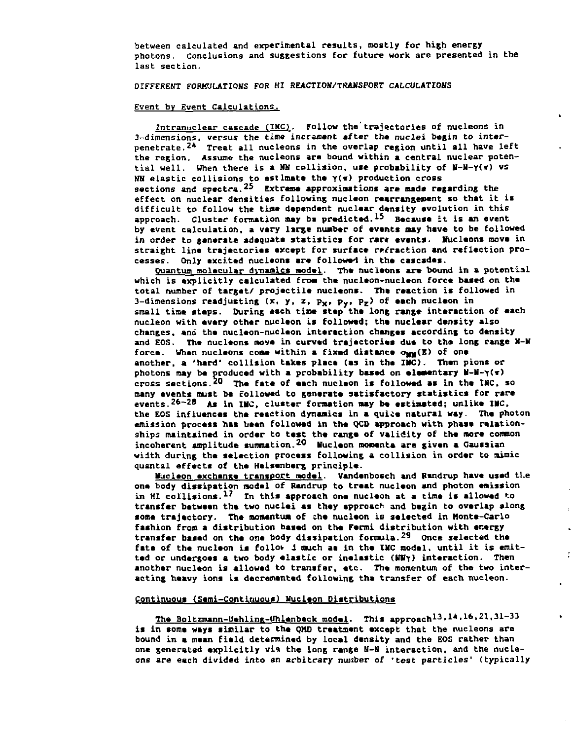between calculated and experimental results, mostly for high energy photons. Conclusions and suggestions for future work are presented in the last section.

*DIFFERENT FORMULATIONS FOR HI REACTION/TRANSPORT CALCULATIONS*

## Event by Event Calculations.

Intranuclear cascade (INC). Follow the trajectories of nucleons in 3-dimensions, versus the time increment after the nuclei begin to interpenetrate.[24] Treat all nucleons in the overlap region until all have left the region. Assume the nucleons are bound within a central nuclear potential well. When there is a NN collision, use probability of N-N-$\gamma(\pi)$ vs NN elastic collisions to estimate the $\gamma(\pi)$ production cross sections and spectra.[25] Extreme approximations are made regarding the effect on nuclear densities following nucleon rearrangement so that it is difficult to follow the time dependent nuclear density evolution in this approach. Cluster formation may be predicted.[15] Because it is an event by event calculation, a very large number of events may have to be followed in order to generate adequate statistics for rare events. Nucleons move in straight line trajectories except for surface refraction and reflection processes. Only excited nucleons are followed in the cascades.

Quantum molecular dynamics model. The nucleons are bound in a potential which is explicitly calculated from the nucleon-nucleon force based on the total number of target/ projectile nucleons. The reaction is followed in 3-dimensions readjusting ($x$, $y$, $z$, $p_x$, $p_y$, $p_z$) of each nucleon in small time steps. During each time step the long range interaction of each nucleon with every other nucleon is followed; the nuclear density also changes, and the nucleon-nucleon interaction changes according to density and EOS. The nucleons move in curved trajectories due to the long range N-N force. When nucleons come within a fixed distance $\sigma_{NN}(E)$ of one another, a 'hard' collision takes place (as in the INC). Then pions or photons may be produced with a probability based on elementary N-N-$\gamma(\pi)$ cross sections.[20] The fate of each nucleon is followed as in the INC, so many events must be followed to generate satisfactory statistics for rare events.[26-28] As in INC, cluster formation may be estimated; unlike INC, the EOS influences the reaction dynamics in a quite natural way. The photon emission process has been followed in the QCD approach with phase relationships maintained in order to test the range of validity of the more common incoherent amplitude summation.[20] Nucleon momenta are given a Gaussian width during the selection process following a collision in order to mimic quantal effects of the Heisenberg principle.

Nucleon exchange transport model. Vandenbosch and Randrup have used the one body dissipation model of Randrup to treat nucleon and photon emission in HI collisions.[17] In this approach one nucleon at a time is allowed to transfer between the two nuclei as they approach and begin to overlap along some trajectory. The momentum of the nucleon is selected in Monte-Carlo fashion from a distribution based on the Fermi distribution with energy transfer based on the one body dissipation formula.[29] Once selected the fate of the nucleon is followed much as in the INC model, until it is emitted or undergoes a two body elastic or inelastic (NN$\gamma$) interaction. Then another nucleon is allowed to transfer, etc. The momentum of the two interacting heavy ions is decremented following the transfer of each nucleon.

## Continuous (Semi-Continuous) Nucleon Distributions

The Boltzmann-Uehling-Uhlenbeck model. This approach[13,14,16,21,31-33] is in some ways similar to the QMD treatment except that the nucleons are bound in a mean field determined by local density and the EOS rather than one generated explicitly via the long range N-N interaction, and the nucleons are each divided into an arbitrary number of 'test particles' (typically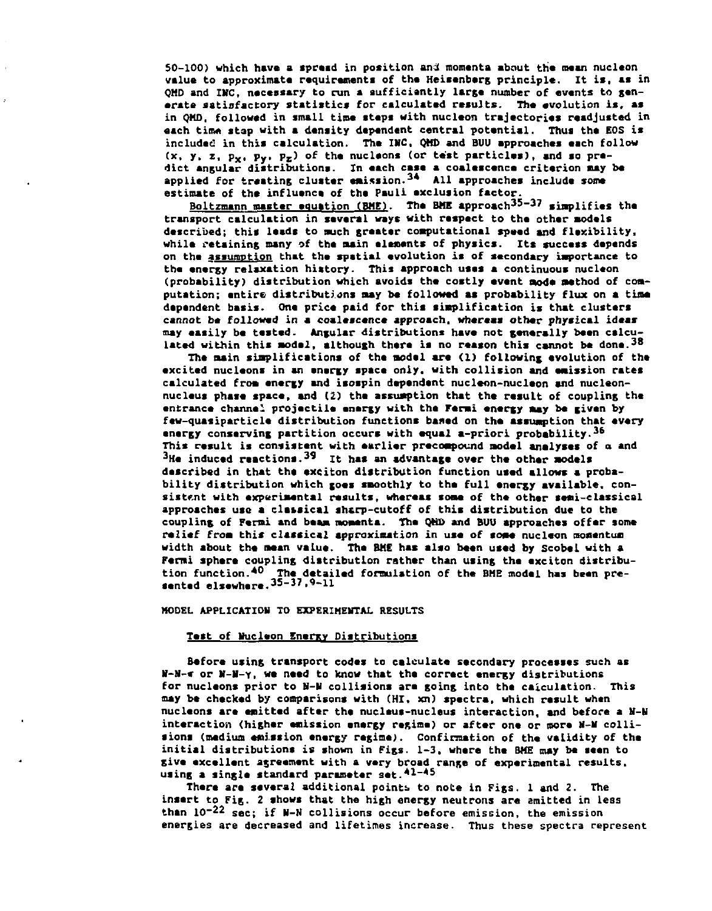50-100) which have a spread in position and momenta about the mean nucleon value to approximate requirements of the Heisenberg principle. It is, as in QMD and INC, necessary to run a sufficiently large number of events to generate satisfactory statistics for calculated results. The evolution is, as in QMD, followed in small time steps with nucleon trajectories readjusted in each time step with a density dependent central potential. Thus the EOS is included in this calculation. The INC, QMD and BUU approaches each follow ($x$, $y$, $z$, $p_x$, $p_y$, $p_z$) of the nucleons (or test particles), and so predict angular distributions. In each case a coalescence criterion may be applied for treating cluster emission.[34] All approaches include some estimate of the influence of the Pauli exclusion factor.

Boltzmann master equation (BME). The BME approach[35-37] simplifies the transport calculation in several ways with respect to the other models described; this leads to much greater computational speed and flexibility, while retaining many of the main elements of physics. Its success depends on the assumption that the spatial evolution is of secondary importance to the energy relaxation history. This approach uses a continuous nucleon (probability) distribution which avoids the costly event mode method of computation; entire distributions may be followed as probability flux on a time dependent basis. One price paid for this simplification is that clusters cannot be followed in a coalescence approach, whereas other physical ideas may easily be tested. Angular distributions have not generally been calculated within this model, although there is no reason this cannot be done.[38]

The main simplifications of the model are (1) following evolution of the excited nucleons in an energy space only, with collision and emission rates calculated from energy and isospin dependent nucleon-nucleon and nucleon-nucleus phase space, and (2) the assumption that the result of coupling the entrance channel projectile energy with the Fermi energy may be given by few-quasiparticle distribution functions based on the assumption that every energy conserving partition occurs with equal a-priori probability.[36] This result is consistent with earlier precompound model analyses of $\alpha$ and $^3$He induced reactions.[39] It has an advantage over the other models described in that the exciton distribution function used allows a probability distribution which goes smoothly to the full energy available, consistent with experimental results, whereas some of the other semi-classical approaches use a classical sharp-cutoff of this distribution due to the coupling of Fermi and beam momenta. The QMD and BUU approaches offer some relief from this classical approximation in use of some nucleon momentum width about the mean value. The BME has also been used by Scobel with a Fermi sphere coupling distribution rather than using the exciton distribution function.[40] The detailed formulation of the BME model has been presented elsewhere.[35-37,9-11]

## MODEL APPLICATION TO EXPERIMENTAL RESULTS

### Test of Nucleon Energy Distributions

Before using transport codes to calculate secondary processes such as N-N-$\pi$ or N-N-$\gamma$, we need to know that the correct energy distributions for nucleons prior to N-N collisions are going into the calculation. This may be checked by comparisons with (HI, xn) spectra, which result when nucleons are emitted after the nucleus-nucleus interaction, and before a N-N interaction (higher emission energy regime) or after one or more N-N collisions (medium emission energy regime). Confirmation of the validity of the initial distributions is shown in Figs. 1-3, where the BME may be seen to give excellent agreement with a very broad range of experimental results, using a single standard parameter set.[41-45]

There are several additional points to note in Figs. 1 and 2. The insert to Fig. 2 shows that the high energy neutrons are emitted in less than $10^{-22}$ sec; if N-N collisions occur before emission, the emission energies are decreased and lifetimes increase. Thus these spectra represent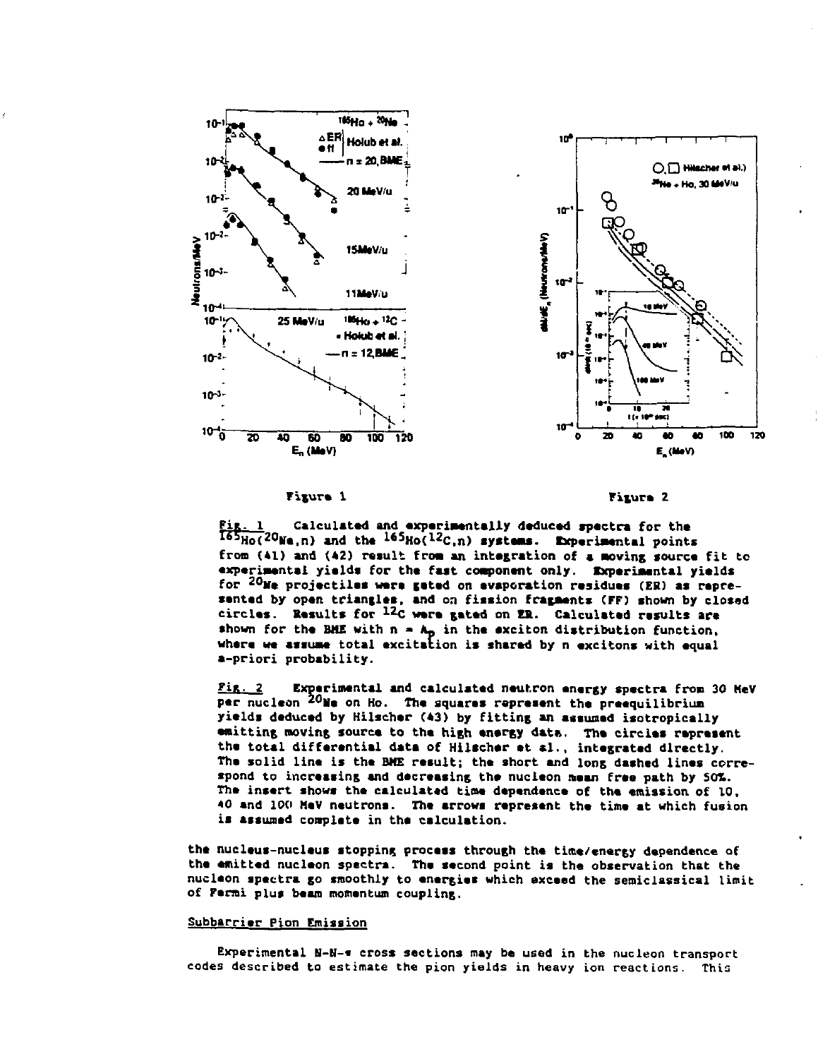Figure 1

Figure 2

Fig. 1 Calculated and experimentally deduced spectra for the $^{165}Ho(^{20}Ne,n)$ and the $^{165}Ho(^{12}C,n)$ systems. Experimental points from (41) and (42) result from an integration of a moving source fit to experimental yields for the fast component only. Experimental yields for $^{20}Ne$ projectiles were gated on evaporation residues (ER) as represented by open triangles, and on fission fragments (FF) shown by closed circles. Results for $^{12}C$ were gated on ER. Calculated results are shown for the BME with $n = A_p$ in the exciton distribution function, where we assume total excitation is shared by n excitons with equal a-priori probability.

Fig. 2 Experimental and calculated neutron energy spectra from 30 MeV per nucleon $^{20}Ne$ on Ho. The squares represent the preequilibrium yields deduced by Hilscher (43) by fitting an assumed isotropically emitting moving source to the high energy data. The circles represent the total differential data of Hilscher et al., integrated directly. The solid line is the BME result; the short and long dashed lines correspond to increasing and decreasing the nucleon mean free path by 50%. The insert shows the calculated time dependence of the emission of 10, 40 and 100 MeV neutrons. The arrows represent the time at which fusion is assumed complete in the calculation.

the nucleus-nucleus stopping process through the time/energy dependence of the emitted nucleon spectra. The second point is the observation that the nucleon spectra go smoothly to energies which exceed the semiclassical limit of Fermi plus beam momentum coupling.

## Subbarrier Pion Emission

Experimental N-N-$\pi$ cross sections may be used in the nucleon transport codes described to estimate the pion yields in heavy ion reactions. This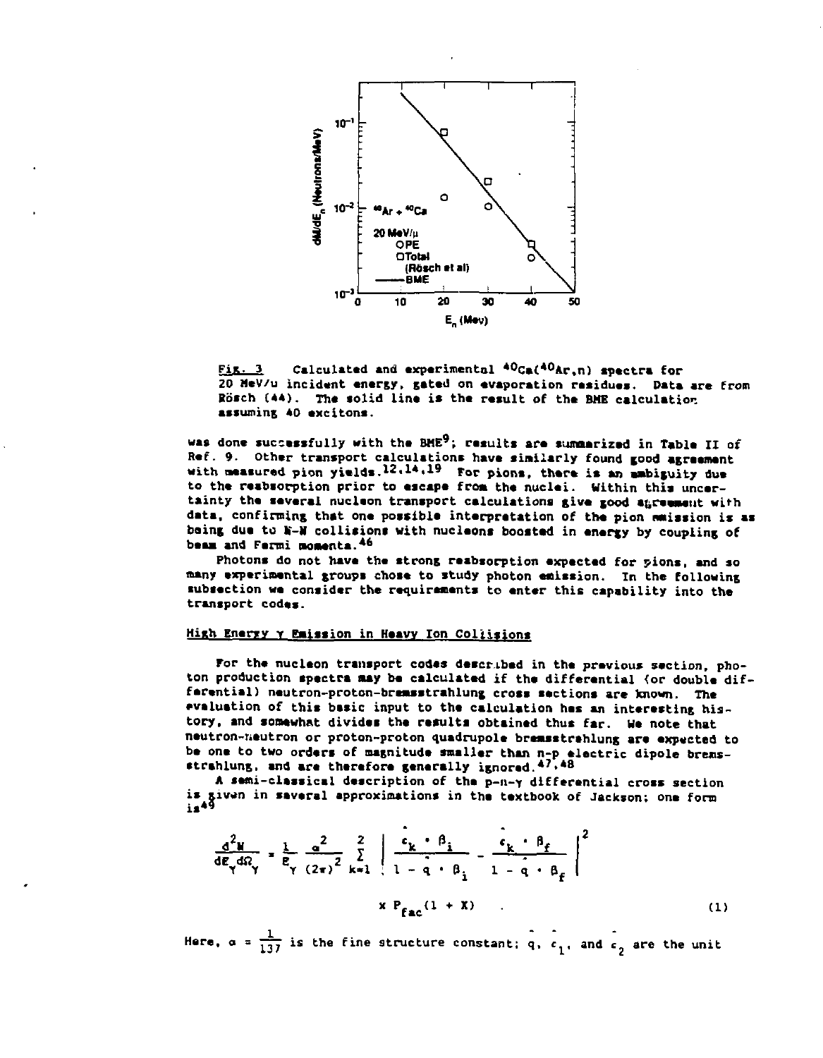Fig. 3 Calculated and experimental $^{40}Ca(^{40}Ar,n)$ spectra for 20 MeV/u incident energy, gated on evaporation residues. Data are from Rösch (44). The solid line is the result of the BME calculation assuming 40 excitons.

was done successfully with the BME[9]; results are summarized in Table II of Ref. 9. Other transport calculations have similarly found good agreement with measured pion yields.[12,14,19] For pions, there is an ambiguity due to the reabsorption prior to escape from the nuclei. Within this uncertainty the several nucleon transport calculations give good agreement with data, confirming that one possible interpretation of the pion emission is as being due to N-N collisions with nucleons boosted in energy by coupling of beam and Fermi momenta.[46]

Photons do not have the strong reabsorption expected for pions, and so many experimental groups chose to study photon emission. In the following subsection we consider the requirements to enter this capability into the transport codes.

## High Energy γ Emission in Heavy Ion Collisions

For the nucleon transport codes described in the previous section, photon production spectra may be calculated if the differential (or double differential) neutron-proton-bremsstrahlung cross sections are known. The evaluation of this basic input to the calculation has an interesting history, and somewhat divides the results obtained thus far. We note that neutron-neutron or proton-proton quadrupole bremsstrahlung are expected to be one to two orders of magnitude smaller than n-p electric dipole bremsstrahlung, and are therefore generally ignored.[47,48]

A semi-classical description of the p-n-γ differential cross section is given in several approximations in the textbook of Jackson; one form is[49]

$$\frac{d^2N}{dE_\gamma d\Omega_\gamma} = \frac{1}{E_\gamma}\frac{\alpha^2}{(2\pi)^2}\sum_{k=1}^{2}\left|\frac{\hat{\epsilon}_k \cdot \beta_i}{1-\hat{q}\cdot\beta_i} - \frac{\hat{\epsilon}_k \cdot \beta_f}{1-\hat{q}\cdot\beta_f}\right|^2 \times P_{fac}(1+X) \qquad (1)$$

Here, $\alpha = \frac{1}{137}$ is the fine structure constant; $\hat{q}$, $\hat{\epsilon}_1$, and $\hat{\epsilon}_2$ are the unit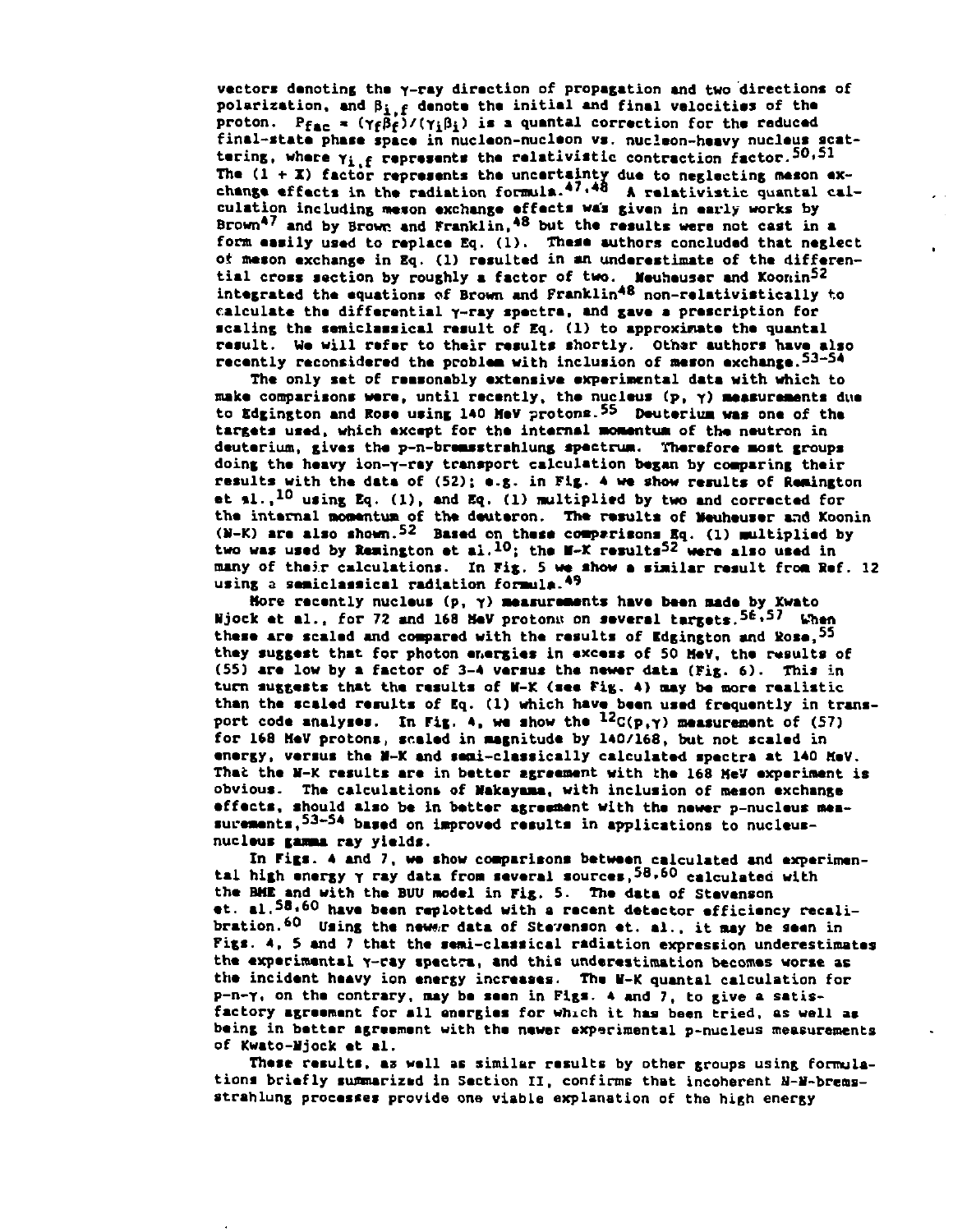vectors denoting the γ-ray direction of propagation and two directions of polarization, and $\beta_{i,f}$ denote the initial and final velocities of the proton. $P_{fac} = (\gamma_f\beta_f)/(\gamma_i\beta_i)$ is a quantal correction for the reduced final-state phase space in nucleon-nucleon vs. nucleon-heavy nucleus scattering, where $\gamma_{i,f}$ represents the relativistic contraction factor.[50,51] The $(1 + X)$ factor represents the uncertainty due to neglecting meson exchange effects in the radiation formula.[47,48] A relativistic quantal calculation including meson exchange effects was given in early works by Brown[47] and by Brown and Franklin,[48] but the results were not cast in a form easily used to replace Eq. (1). These authors concluded that neglect of meson exchange in Eq. (1) resulted in an underestimate of the differential cross section by roughly a factor of two. Neuhauser and Koonin[52] integrated the equations of Brown and Franklin[48] non-relativistically to calculate the differential γ-ray spectra, and gave a prescription for scaling the semiclassical result of Eq. (1) to approximate the quantal result. We will refer to their results shortly. Other authors have also recently reconsidered the problem with inclusion of meson exchange.[53-54]

The only set of reasonably extensive experimental data with which to make comparisons were, until recently, the nucleus (p, γ) measurements due to Edgington and Rose using 140 MeV protons.[55] Deuterium was one of the targets used, which except for the internal momentum of the neutron in deuterium, gives the p-n-bremsstrahlung spectrum. Therefore most groups doing the heavy ion-γ-ray transport calculation began by comparing their results with the data of (52); e.g. in Fig. 4 we show results of Remington et al.,[10] using Eq. (1), and Eq. (1) multiplied by two and corrected for the internal momentum of the deuteron. The results of Neuhauser and Koonin (N-K) are also shown.[52] Based on these comparisons Eq. (1) multiplied by two was used by Remington et al.[10]; the N-K results[52] were also used in many of their calculations. In Fig. 5 we show a similar result from Ref. 12 using a semiclassical radiation formula.[49]

More recently nucleus (p, γ) measurements have been made by Kwato Njock et al., for 72 and 168 MeV protons on several targets.[56,57] When these are scaled and compared with the results of Edgington and Rose,[55] they suggest that for photon energies in excess of 50 MeV, the results of (55) are low by a factor of 3-4 versus the newer data (Fig. 6). This in turn suggests that the results of N-K (see Fig. 4) may be more realistic than the scaled results of Eq. (1) which have been used frequently in transport code analyses. In Fig. 4, we show the $^{12}C(p,\gamma)$ measurement of (57) for 168 MeV protons, scaled in magnitude by 140/168, but not scaled in energy, versus the N-K and semi-classically calculated spectra at 140 MeV. That the N-K results are in better agreement with the 168 MeV experiment is obvious. The calculations of Nakayama, with inclusion of meson exchange effects, should also be in better agreement with the newer p-nucleus measurements,[53-54] based on improved results in applications to nucleus-nucleus gamma ray yields.

In Figs. 4 and 7, we show comparisons between calculated and experimental high energy γ ray data from several sources,[58,60] calculated with the BME and with the BUU model in Fig. 5. The data of Stevenson et. al.[58,60] have been replotted with a recent detector efficiency recalibration.[60] Using the newer data of Stevenson et. al., it may be seen in Figs. 4, 5 and 7 that the semi-classical radiation expression underestimates the experimental γ-ray spectra, and this underestimation becomes worse as the incident heavy ion energy increases. The N-K quantal calculation for p-n-γ, on the contrary, may be seen in Figs. 4 and 7, to give a satisfactory agreement for all energies for which it has been tried, as well as being in better agreement with the newer experimental p-nucleus measurements of Kwato-Njock et al.

These results, as well as similar results by other groups using formulations briefly summarized in Section II, confirms that incoherent N-N-bremsstrahlung processes provide one viable explanation of the high energy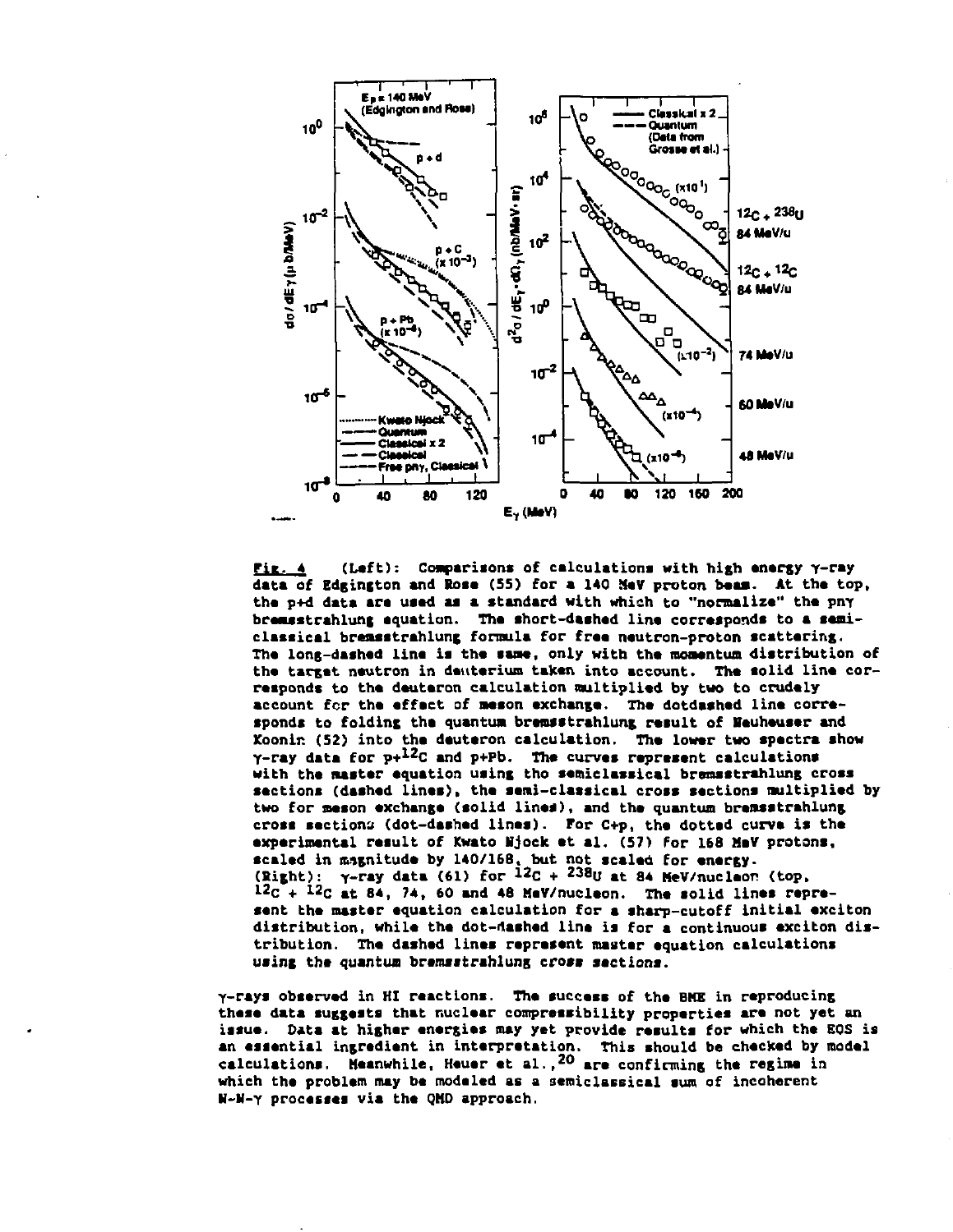Fig. 4 (Left): Comparisons of calculations with high energy γ-ray data of Edgington and Rose (55) for a 140 MeV proton beam. At the top, the p+d data are used as a standard with which to "normalize" the pnγ bremsstrahlung equation. The short-dashed line corresponds to a semi-classical bremsstrahlung formula for free neutron-proton scattering. The long-dashed line is the same, only with the momentum distribution of the target neutron in deuterium taken into account. The solid line corresponds to the deuteron calculation multiplied by two to crudely account for the effect of meson exchange. The dotdashed line corresponds to folding the quantum bremsstrahlung result of Neuheuser and Koonin (52) into the deuteron calculation. The lower two spectra show γ-ray data for $p+^{12}C$ and p+Pb. The curves represent calculations with the master equation using the semiclassical bremsstrahlung cross sections (dashed lines), the semi-classical cross sections multiplied by two for meson exchange (solid lines), and the quantum bremsstrahlung cross sections (dot-dashed lines). For C+p, the dotted curve is the experimental result of Kwato Njock et al. (57) for 168 MeV protons, scaled in magnitude by 140/168, but not scaled for energy. (Right): γ-ray data (61) for $^{12}C + ^{238}U$ at 84 MeV/nucleon (top, $^{12}C + ^{12}C$ at 84, 74, 60 and 48 MeV/nucleon. The solid lines represent the master equation calculation for a sharp-cutoff initial exciton distribution, while the dot-dashed line is for a continuous exciton distribution. The dashed lines represent master equation calculations using the quantum bremsstrahlung cross sections.

γ-rays observed in HI reactions. The success of the BME in reproducing these data suggests that nuclear compressibility properties are not yet an issue. Data at higher energies may yet provide results for which the EOS is an essential ingredient in interpretation. This should be checked by model calculations. Meanwhile, Heuer et al.,[20] are confirming the regime in which the problem may be modeled as a semiclassical sum of incoherent N-N-γ processes via the QMD approach.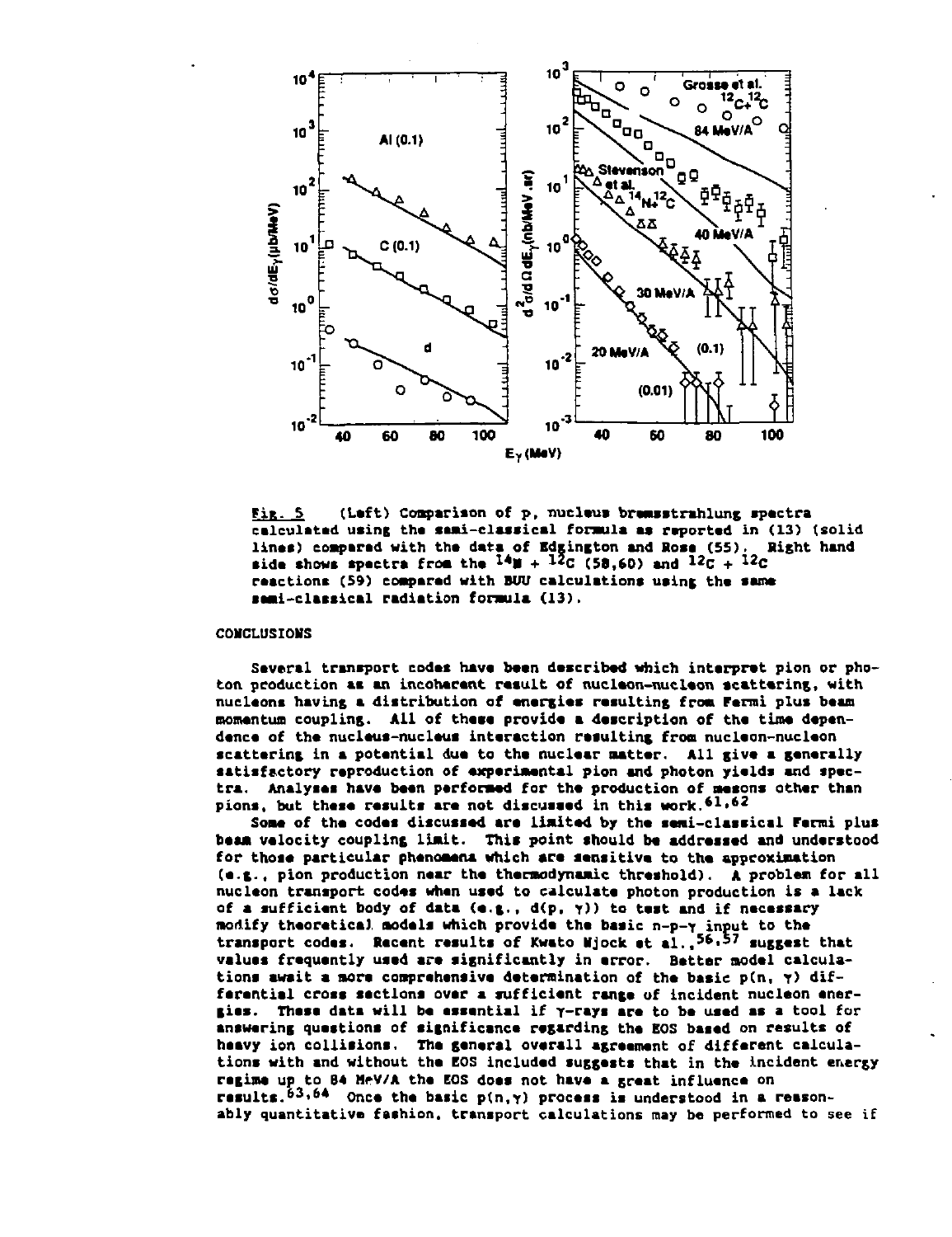Fig. 5 (Left) Comparison of p, nucleus bremsstrahlung spectra calculated using the semi-classical formula as reported in (13) (solid lines) compared with the data of Edgington and Rose (55). Right hand side shows spectra from the $^{14}N + ^{12}C$ (58,60) and $^{12}C + ^{12}C$ reactions (59) compared with BUU calculations using the same semi-classical radiation formula (13).

## CONCLUSIONS

Several transport codes have been described which interpret pion or photon production as an incoherent result of nucleon-nucleon scattering, with nucleons having a distribution of energies resulting from Fermi plus beam momentum coupling. All of these provide a description of the time dependence of the nucleus-nucleus interaction resulting from nucleon-nucleon scattering in a potential due to the nuclear matter. All give a generally satisfactory reproduction of experimental pion and photon yields and spectra. Analyses have been performed for the production of mesons other than pions, but these results are not discussed in this work.[61,62]

Some of the codes discussed are limited by the semi-classical Fermi plus beam velocity coupling limit. This point should be addressed and understood for those particular phenomena which are sensitive to the approximation (e.g., pion production near the thermodynamic threshold). A problem for all nucleon transport codes when used to calculate photon production is a lack of a sufficient body of data (e.g., d(p, γ)) to test and if necessary modify theoretical models which provide the basic n-p-γ input to the transport codes. Recent results of Kwato Njock et al.,[56,57] suggest that values frequently used are significantly in error. Better model calculations await a more comprehensive determination of the basic p(n, γ) differential cross sections over a sufficient range of incident nucleon energies. These data will be essential if γ-rays are to be used as a tool for answering questions of significance regarding the EOS based on results of heavy ion collisions. The general overall agreement of different calculations with and without the EOS included suggests that in the incident energy regime up to 84 MeV/A the EOS does not have a great influence on results.[63,64] Once the basic p(n,γ) process is understood in a reasonably quantitative fashion, transport calculations may be performed to see if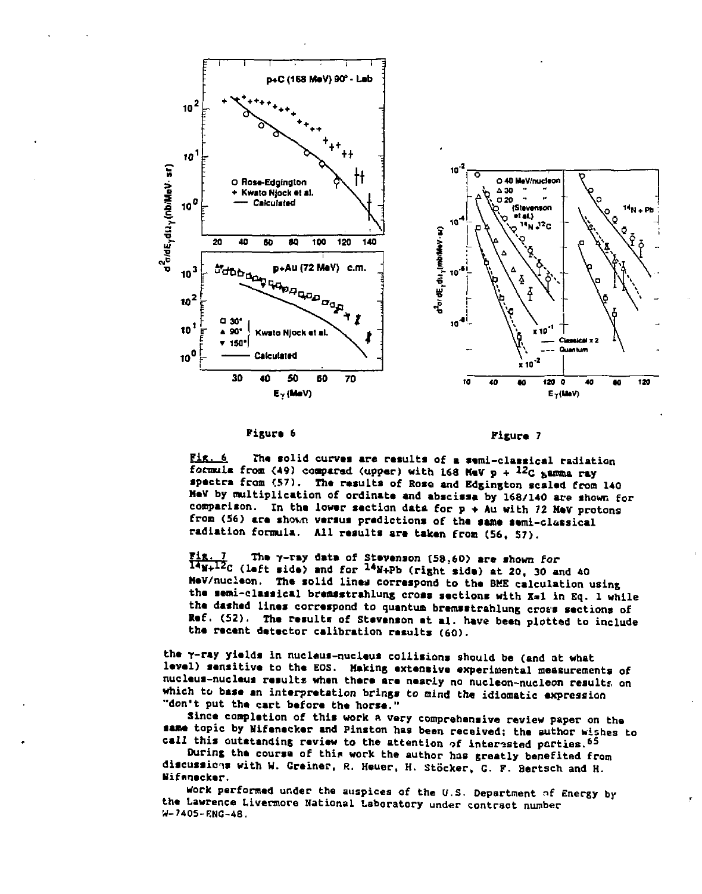Figure 6

Figure 7

Fig. 6 The solid curves are results of a semi-classical radiation formula from (49) compared (upper) with 168 MeV p + $^{12}C$ gamma ray spectra from (57). The results of Rose and Edgington scaled from 140 MeV by multiplication of ordinate and abscissa by 168/140 are shown for comparison. In the lower section data for p + Au with 72 MeV protons from (56) are shown versus predictions of the same semi-classical radiation formula. All results are taken from (56, 57).

Fig. 7 The γ-ray data of Stevenson (58,60) are shown for $^{14}N$+$^{12}C$ (left side) and for $^{14}N$+Pb (right side) at 20, 30 and 40 MeV/nucleon. The solid lines correspond to the BME calculation using the semi-classical bremsstrahlung cross sections with X=1 in Eq. 1 while the dashed lines correspond to quantum bremsstrahlung cross sections of Ref. (52). The results of Stevenson et al. have been plotted to include the recent detector calibration results (60).

the γ-ray yields in nucleus-nucleus collisions should be (and at what level) sensitive to the EOS. Making extensive experimental measurements of nucleus-nucleus results when there are nearly no nucleon-nucleon results on which to base an interpretation brings to mind the idiomatic expression "don't put the cart before the horse."

Since completion of this work a very comprehensive review paper on the same topic by Nifenecker and Pinston has been received; the author wishes to call this outstanding review to the attention of interested parties.[65]

During the course of this work the author has greatly benefited from discussions with W. Greiner, R. Heuer, H. Stöcker, G. F. Bertsch and H. Nifenecker.

Work performed under the auspices of the U.S. Department of Energy by the Lawrence Livermore National Laboratory under contract number W-7405-ENG-48.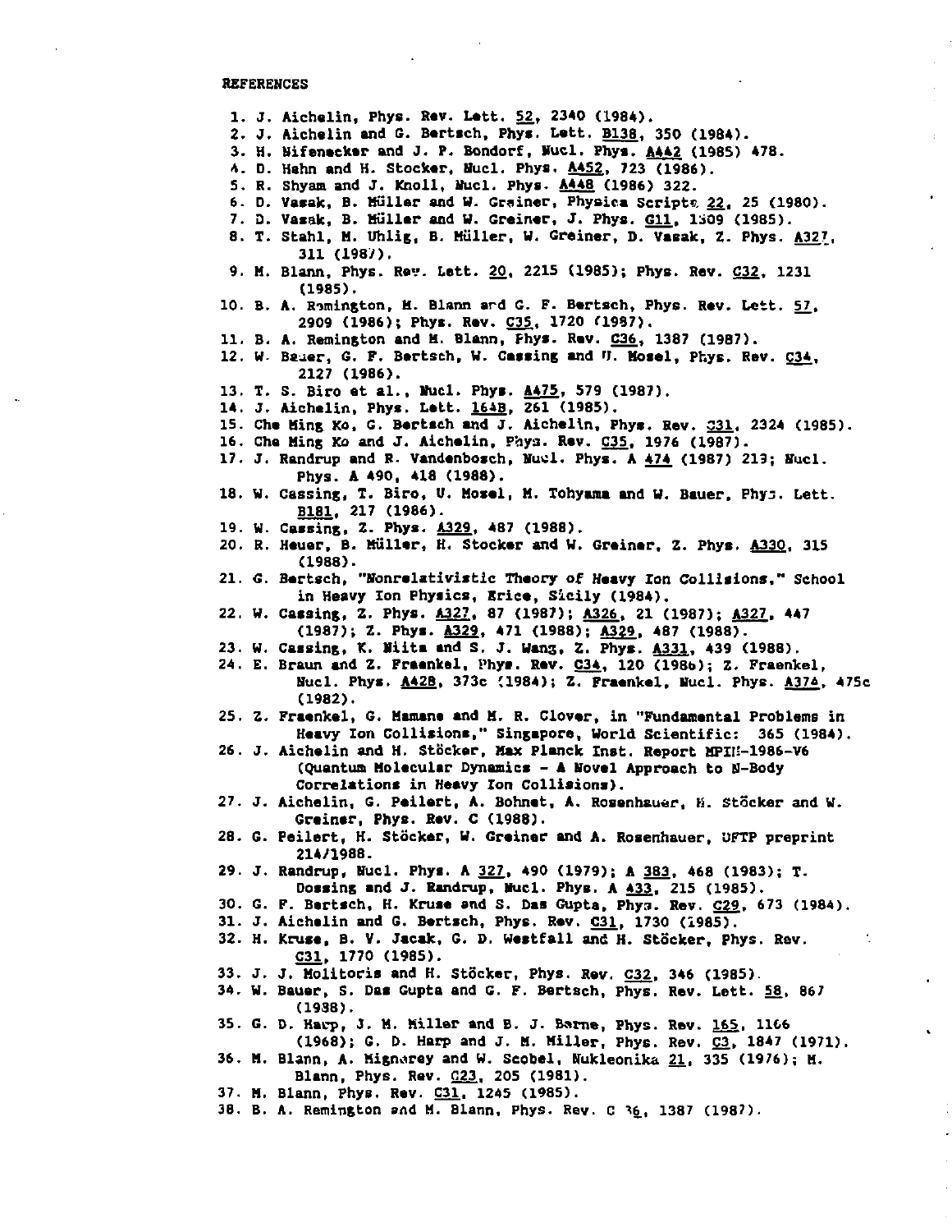REFERENCES

1. J. Aichelin, Phys. Rev. Lett. 52, 2340 (1984).
2. J. Aichelin and G. Bertsch, Phys. Lett. B138, 350 (1984).
3. H. Wifenecker and J. P. Bondorf, Nucl. Phys. A442 (1985) 478.
4. D. Hahn and H. Stocker, Nucl. Phys. A452, 723 (1986).
5. R. Shyam and J. Knoll, Nucl. Phys. A448 (1986) 322.
6. D. Vasak, B. Müller and W. Greiner, Physica Scripta 22, 25 (1980).
7. D. Vasak, B. Müller and W. Greiner, J. Phys. G11, 1309 (1985).
8. T. Stahl, M. Uhlig, B. Müller, W. Greiner, D. Vasak, Z. Phys. A327, 311 (1987).
9. M. Blann, Phys. Rev. Lett. 20, 2215 (1985); Phys. Rev. C32, 1231 (1985).
10. B. A. Remington, M. Blann and G. F. Bertsch, Phys. Rev. Lett. 57, 2909 (1986); Phys. Rev. C35, 1720 (1987).
11. B. A. Remington and M. Blann, Phys. Rev. C36, 1387 (1987).
12. W. Bauer, G. F. Bertsch, W. Cassing and U. Mosel, Phys. Rev. C34, 2127 (1986).
13. T. S. Biro et al., Nucl. Phys. A475, 579 (1987).
14. J. Aichelin, Phys. Lett. 164B, 261 (1985).
15. Che Ming Ko, G. Bertsch and J. Aichelin, Phys. Rev. C31, 2324 (1985).
16. Che Ming Ko and J. Aichelin, Phys. Rev. C35, 1976 (1987).
17. J. Randrup and R. Vandenbosch, Nucl. Phys. A 474 (1987) 219; Nucl. Phys. A 490, 418 (1988).
18. W. Cassing, T. Biro, U. Mosel, M. Tohyama and W. Bauer, Phys. Lett. B181, 217 (1986).
19. W. Cassing, Z. Phys. A329, 487 (1988).
20. R. Heuer, B. Müller, H. Stocker and W. Greiner, Z. Phys. A330, 315 (1988).
21. G. Bertsch, "Nonrelativistic Theory of Heavy Ion Collisions," School in Heavy Ion Physics, Erice, Sicily (1984).
22. W. Cassing, Z. Phys. A327, 87 (1987); A326, 21 (1987); A327, 447 (1987); Z. Phys. A329, 471 (1988); A329, 487 (1988).
23. W. Cassing, K. Niita and S. J. Wang, Z. Phys. A331, 439 (1988).
24. E. Braun and Z. Fraenkel, Phys. Rev. C34, 120 (1986); Z. Fraenkel, Nucl. Phys. A428, 373c (1984); Z. Fraenkel, Nucl. Phys. A374, 475c (1982).
25. Z. Fraenkel, G. Mamane and M. R. Clover, in "Fundamental Problems in Heavy Ion Collisions," Singapore, World Scientific: 365 (1984).
26. J. Aichelin and H. Stöcker, Max Planck Inst. Report MPIH-1986-V6 (Quantum Molecular Dynamics - A Novel Approach to N-Body Correlations in Heavy Ion Collisions).
27. J. Aichelin, G. Peilert, A. Bohnet, A. Rosenhauer, H. Stöcker and W. Greiner, Phys. Rev. C (1988).
28. G. Peilert, H. Stöcker, W. Greiner and A. Rosenhauer, UFTP preprint 214/1988.
29. J. Randrup, Nucl. Phys. A 327, 490 (1979); A 383, 468 (1983); T. Dossing and J. Randrup, Nucl. Phys. A 433, 215 (1985).
30. G. F. Bertsch, H. Kruse and S. Das Gupta, Phys. Rev. C29, 673 (1984).
31. J. Aichelin and G. Bertsch, Phys. Rev. C31, 1730 (1985).
32. H. Kruse, B. V. Jacak, G. D. Westfall and H. Stöcker, Phys. Rev. C31, 1770 (1985).
33. J. J. Molitoris and H. Stöcker, Phys. Rev. C32, 346 (1985).
34. W. Bauer, S. Das Gupta and G. F. Bertsch, Phys. Rev. Lett. 58, 867 (1988).
35. G. D. Harp, J. M. Miller and B. J. Berne, Phys. Rev. 165, 1166 (1968); G. D. Harp and J. M. Miller, Phys. Rev. C3, 1847 (1971).
36. M. Blann, A. Mignerey and W. Scobel, Nukleonika 21, 335 (1976); M. Blann, Phys. Rev. C23, 205 (1981).
37. M. Blann, Phys. Rev. C31, 1245 (1985).
38. B. A. Remington and M. Blann, Phys. Rev. C 36, 1387 (1987).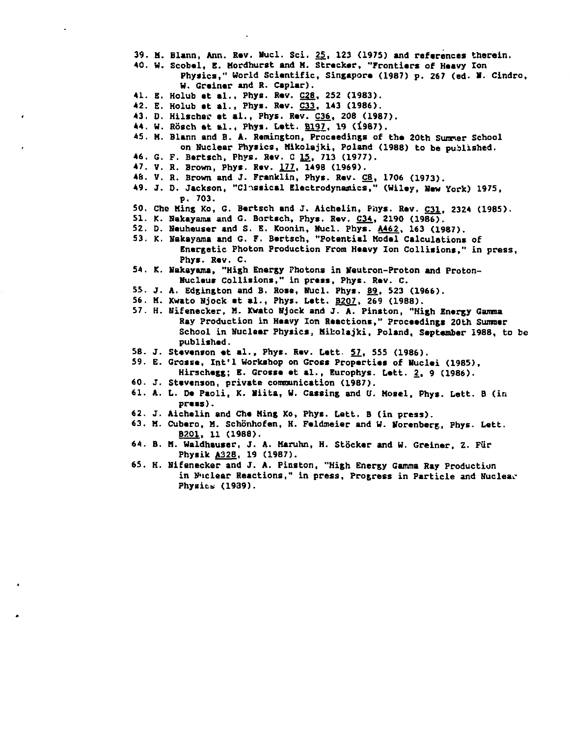39. M. Blann, Ann. Rev. Nucl. Sci. 25, 123 (1975) and references therein.
40. W. Scobel, E. Mordhurst and M. Strecker, "Frontiers of Heavy Ion Physics," World Scientific, Singapore (1987) p. 267 (ed. N. Cindro, W. Greiner and R. Caplar).
41. E. Holub et al., Phys. Rev. C28, 252 (1983).
42. E. Holub et al., Phys. Rev. C33, 143 (1986).
43. D. Hilscher et al., Phys. Rev. C36, 208 (1987).
44. W. Rösch et al., Phys. Lett. B197, 19 (1987).
45. M. Blann and B. A. Remington, Proceedings of the 20th Summer School on Nuclear Physics, Mikolajki, Poland (1988) to be published.
46. G. F. Bertsch, Phys. Rev. C 15, 713 (1977).
47. V. R. Brown, Phys. Rev. 177, 1498 (1969).
48. V. R. Brown and J. Franklin, Phys. Rev. C8, 1706 (1973).
49. J. D. Jackson, "Classical Electrodynamics," (Wiley, New York) 1975, p. 703.
50. Che Ming Ko, G. Bertsch and J. Aichelin, Phys. Rev. C31, 2324 (1985).
51. K. Nakayama and G. Bertsch, Phys. Rev. C34, 2190 (1986).
52. D. Neuheuser and S. E. Koonin, Nucl. Phys. A462, 163 (1987).
53. K. Nakayama and G. F. Bertsch, "Potential Model Calculations of Energetic Photon Production From Heavy Ion Collisions," in press, Phys. Rev. C.
54. K. Nakayama, "High Energy Photons in Neutron-Proton and Proton-Nucleus Collisions," in press, Phys. Rev. C.
55. J. A. Edgington and B. Rose, Nucl. Phys. 89, 523 (1966).
56. M. Kwato Njock et al., Phys. Lett. B207, 269 (1988).
57. H. Nifenecker, M. Kwato Njock and J. A. Pinston, "High Energy Gamma Ray Production in Heavy Ion Reactions," Proceedings 20th Summer School in Nuclear Physics, Mikolajki, Poland, September 1988, to be published.
58. J. Stevenson et al., Phys. Rev. Lett. 57, 555 (1986).
59. E. Grosse, Int'l Workshop on Gross Properties of Nuclei (1985), Hirschegg; E. Grosse et al., Europhys. Lett. 2, 9 (1986).
60. J. Stevenson, private communication (1987).
61. A. L. De Paoli, K. Niita, W. Cassing and U. Mosel, Phys. Lett. B (in press).
62. J. Aichelin and Che Ming Ko, Phys. Lett. B (in press).
63. M. Cubero, M. Schönhofen, H. Feldmeier and W. Norenberg, Phys. Lett. B201, 11 (1988).
64. B. M. Waldhauser, J. A. Maruhn, H. Stöcker and W. Greiner, Z. Für Physik A328, 19 (1987).
65. H. Nifenecker and J. A. Pinston, "High Energy Gamma Ray Production in Nuclear Reactions," in press, Progress in Particle and Nuclear Physics (1989).